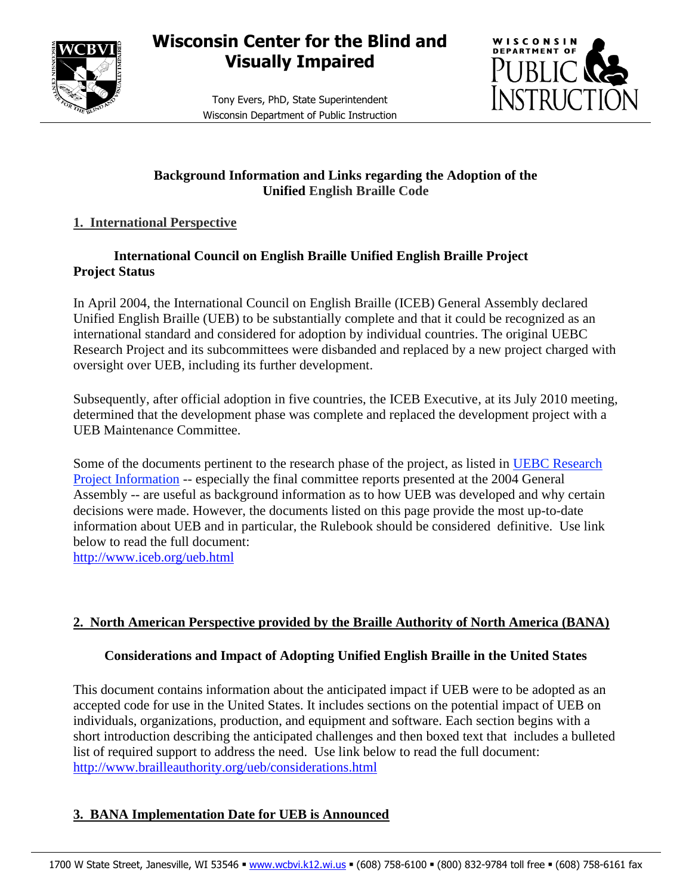# Wisconsin Center for the Blind and Visually Impaired

Tony Evers, PhD, State Superintendent
Wisconsin Department of Public Instruction

## Background Information and Links regarding the Adoption of the Unified English Braille Code

### 1. International Perspective

**International Council on English Braille Unified English Braille Project Project Status**

In April 2004, the International Council on English Braille (ICEB) General Assembly declared Unified English Braille (UEB) to be substantially complete and that it could be recognized as an international standard and considered for adoption by individual countries. The original UEBC Research Project and its subcommittees were disbanded and replaced by a new project charged with oversight over UEB, including its further development.

Subsequently, after official adoption in five countries, the ICEB Executive, at its July 2010 meeting, determined that the development phase was complete and replaced the development project with a UEB Maintenance Committee.

Some of the documents pertinent to the research phase of the project, as listed in UEBC Research Project Information -- especially the final committee reports presented at the 2004 General Assembly -- are useful as background information as to how UEB was developed and why certain decisions were made. However, the documents listed on this page provide the most up-to-date information about UEB and in particular, the Rulebook should be considered definitive. Use link below to read the full document:
http://www.iceb.org/ueb.html

### 2. North American Perspective provided by the Braille Authority of North America (BANA)

**Considerations and Impact of Adopting Unified English Braille in the United States**

This document contains information about the anticipated impact if UEB were to be adopted as an accepted code for use in the United States. It includes sections on the potential impact of UEB on individuals, organizations, production, and equipment and software. Each section begins with a short introduction describing the anticipated challenges and then boxed text that includes a bulleted list of required support to address the need. Use link below to read the full document:
http://www.brailleauthority.org/ueb/considerations.html

### 3. BANA Implementation Date for UEB is Announced

1700 W State Street, Janesville, WI 53546 ▪ www.wcbvi.k12.wi.us ▪ (608) 758-6100 ▪ (800) 832-9784 toll free ▪ (608) 758-6161 fax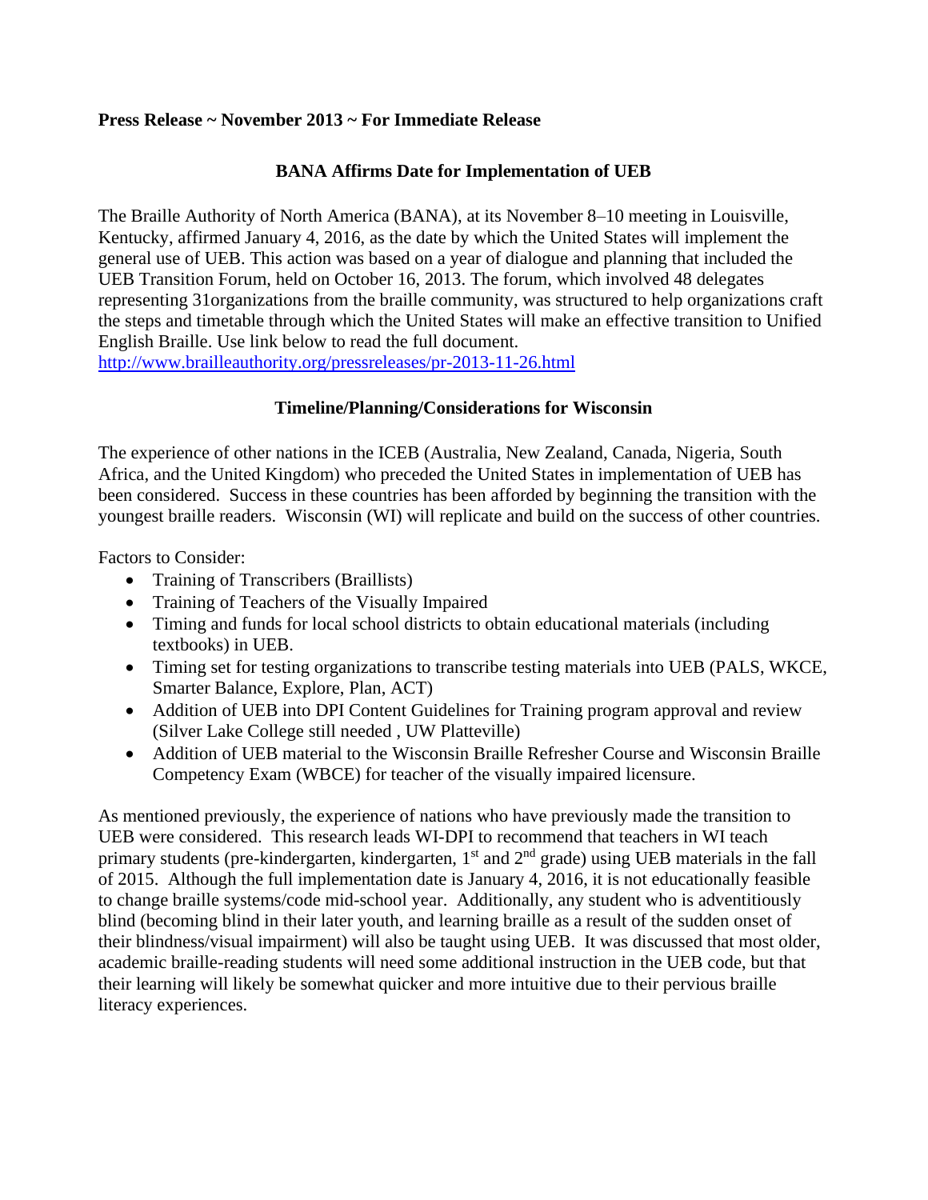**Press Release ~ November 2013 ~ For Immediate Release**

## BANA Affirms Date for Implementation of UEB

The Braille Authority of North America (BANA), at its November 8–10 meeting in Louisville, Kentucky, affirmed January 4, 2016, as the date by which the United States will implement the general use of UEB. This action was based on a year of dialogue and planning that included the UEB Transition Forum, held on October 16, 2013. The forum, which involved 48 delegates representing 31organizations from the braille community, was structured to help organizations craft the steps and timetable through which the United States will make an effective transition to Unified English Braille. Use link below to read the full document.
http://www.brailleauthority.org/pressreleases/pr-2013-11-26.html

## Timeline/Planning/Considerations for Wisconsin

The experience of other nations in the ICEB (Australia, New Zealand, Canada, Nigeria, South Africa, and the United Kingdom) who preceded the United States in implementation of UEB has been considered. Success in these countries has been afforded by beginning the transition with the youngest braille readers. Wisconsin (WI) will replicate and build on the success of other countries.

Factors to Consider:

- Training of Transcribers (Braillists)
- Training of Teachers of the Visually Impaired
- Timing and funds for local school districts to obtain educational materials (including textbooks) in UEB.
- Timing set for testing organizations to transcribe testing materials into UEB (PALS, WKCE, Smarter Balance, Explore, Plan, ACT)
- Addition of UEB into DPI Content Guidelines for Training program approval and review (Silver Lake College still needed , UW Platteville)
- Addition of UEB material to the Wisconsin Braille Refresher Course and Wisconsin Braille Competency Exam (WBCE) for teacher of the visually impaired licensure.

As mentioned previously, the experience of nations who have previously made the transition to UEB were considered. This research leads WI-DPI to recommend that teachers in WI teach primary students (pre-kindergarten, kindergarten, 1st and 2nd grade) using UEB materials in the fall of 2015. Although the full implementation date is January 4, 2016, it is not educationally feasible to change braille systems/code mid-school year. Additionally, any student who is adventitiously blind (becoming blind in their later youth, and learning braille as a result of the sudden onset of their blindness/visual impairment) will also be taught using UEB. It was discussed that most older, academic braille-reading students will need some additional instruction in the UEB code, but that their learning will likely be somewhat quicker and more intuitive due to their pervious braille literacy experiences.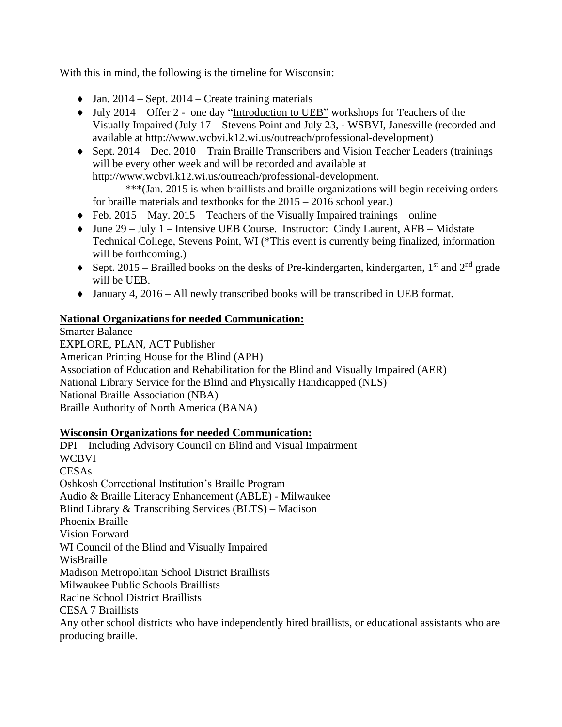With this in mind, the following is the timeline for Wisconsin:

- Jan. 2014 – Sept. 2014 – Create training materials
- July 2014 – Offer 2 - one day "Introduction to UEB" workshops for Teachers of the Visually Impaired (July 17 – Stevens Point and July 23, - WSBVI, Janesville (recorded and available at http://www.wcbvi.k12.wi.us/outreach/professional-development)
- Sept. 2014 – Dec. 2010 – Train Braille Transcribers and Vision Teacher Leaders (trainings will be every other week and will be recorded and available at http://www.wcbvi.k12.wi.us/outreach/professional-development.

  ***(Jan. 2015 is when braillists and braille organizations will begin receiving orders for braille materials and textbooks for the 2015 – 2016 school year.)
- Feb. 2015 – May. 2015 – Teachers of the Visually Impaired trainings – online
- June 29 – July 1 – Intensive UEB Course. Instructor: Cindy Laurent, AFB – Midstate Technical College, Stevens Point, WI (*This event is currently being finalized, information will be forthcoming.)
- Sept. 2015 – Brailled books on the desks of Pre-kindergarten, kindergarten, 1st and 2nd grade will be UEB.
- January 4, 2016 – All newly transcribed books will be transcribed in UEB format.

**National Organizations for needed Communication:**

Smarter Balance
EXPLORE, PLAN, ACT Publisher
American Printing House for the Blind (APH)
Association of Education and Rehabilitation for the Blind and Visually Impaired (AER)
National Library Service for the Blind and Physically Handicapped (NLS)
National Braille Association (NBA)
Braille Authority of North America (BANA)

**Wisconsin Organizations for needed Communication:**

DPI – Including Advisory Council on Blind and Visual Impairment
WCBVI
CESAs
Oshkosh Correctional Institution's Braille Program
Audio & Braille Literacy Enhancement (ABLE) - Milwaukee
Blind Library & Transcribing Services (BLTS) – Madison
Phoenix Braille
Vision Forward
WI Council of the Blind and Visually Impaired
WisBraille
Madison Metropolitan School District Braillists
Milwaukee Public Schools Braillists
Racine School District Braillists
CESA 7 Braillists
Any other school districts who have independently hired braillists, or educational assistants who are producing braille.